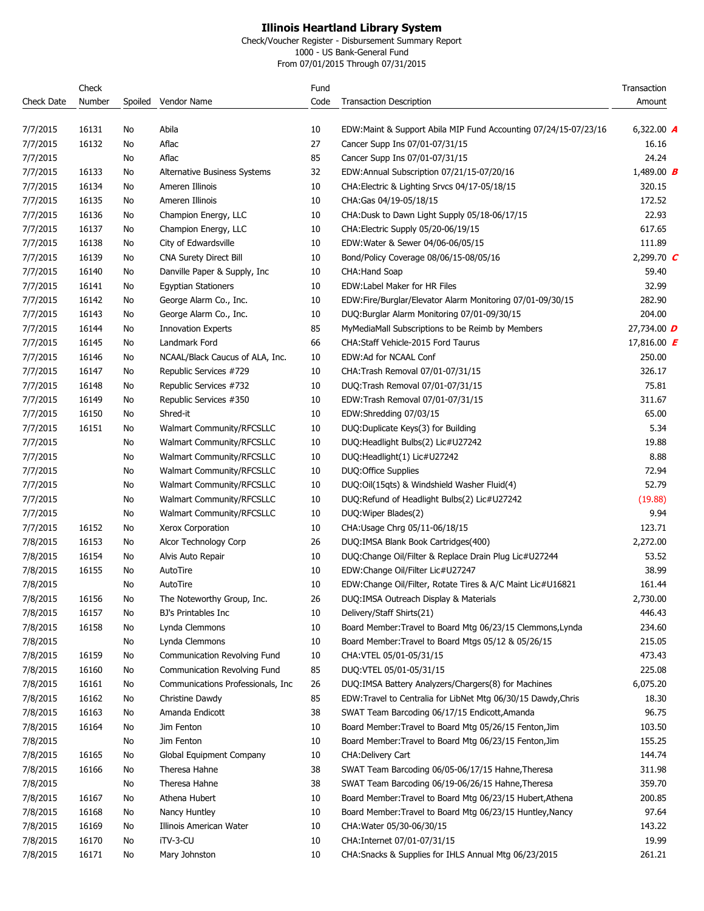# Illinois Heartland Library System

Check/Voucher Register - Disbursement Summary Report
1000 - US Bank-General Fund
From 07/01/2015 Through 07/31/2015

| Check Date | Check Number | Spoiled | Vendor Name | Fund Code | Transaction Description | Transaction Amount |
|---|---|---|---|---|---|---|
| 7/7/2015 | 16131 | No | Abila | 10 | EDW:Maint & Support Abila MIP Fund Accounting 07/24/15-07/23/16 | 6,322.00 *A* |
| 7/7/2015 | 16132 | No | Aflac | 27 | Cancer Supp Ins 07/01-07/31/15 | 16.16 |
| 7/7/2015 | | No | Aflac | 85 | Cancer Supp Ins 07/01-07/31/15 | 24.24 |
| 7/7/2015 | 16133 | No | Alternative Business Systems | 32 | EDW:Annual Subscription 07/21/15-07/20/16 | 1,489.00 *B* |
| 7/7/2015 | 16134 | No | Ameren Illinois | 10 | CHA:Electric & Lighting Srvcs 04/17-05/18/15 | 320.15 |
| 7/7/2015 | 16135 | No | Ameren Illinois | 10 | CHA:Gas 04/19-05/18/15 | 172.52 |
| 7/7/2015 | 16136 | No | Champion Energy, LLC | 10 | CHA:Dusk to Dawn Light Supply 05/18-06/17/15 | 22.93 |
| 7/7/2015 | 16137 | No | Champion Energy, LLC | 10 | CHA:Electric Supply 05/20-06/19/15 | 617.65 |
| 7/7/2015 | 16138 | No | City of Edwardsville | 10 | EDW:Water & Sewer 04/06-06/05/15 | 111.89 |
| 7/7/2015 | 16139 | No | CNA Surety Direct Bill | 10 | Bond/Policy Coverage 08/06/15-08/05/16 | 2,299.70 *C* |
| 7/7/2015 | 16140 | No | Danville Paper & Supply, Inc | 10 | CHA:Hand Soap | 59.40 |
| 7/7/2015 | 16141 | No | Egyptian Stationers | 10 | EDW:Label Maker for HR Files | 32.99 |
| 7/7/2015 | 16142 | No | George Alarm Co., Inc. | 10 | EDW:Fire/Burglar/Elevator Alarm Monitoring 07/01-09/30/15 | 282.90 |
| 7/7/2015 | 16143 | No | George Alarm Co., Inc. | 10 | DUQ:Burglar Alarm Monitoring 07/01-09/30/15 | 204.00 |
| 7/7/2015 | 16144 | No | Innovation Experts | 85 | MyMediaMall Subscriptions to be Reimb by Members | 27,734.00 *D* |
| 7/7/2015 | 16145 | No | Landmark Ford | 66 | CHA:Staff Vehicle-2015 Ford Taurus | 17,816.00 *E* |
| 7/7/2015 | 16146 | No | NCAAL/Black Caucus of ALA, Inc. | 10 | EDW:Ad for NCAAL Conf | 250.00 |
| 7/7/2015 | 16147 | No | Republic Services #729 | 10 | CHA:Trash Removal 07/01-07/31/15 | 326.17 |
| 7/7/2015 | 16148 | No | Republic Services #732 | 10 | DUQ:Trash Removal 07/01-07/31/15 | 75.81 |
| 7/7/2015 | 16149 | No | Republic Services #350 | 10 | EDW:Trash Removal 07/01-07/31/15 | 311.67 |
| 7/7/2015 | 16150 | No | Shred-it | 10 | EDW:Shredding 07/03/15 | 65.00 |
| 7/7/2015 | 16151 | No | Walmart Community/RFCSLLC | 10 | DUQ:Duplicate Keys(3) for Building | 5.34 |
| 7/7/2015 | | No | Walmart Community/RFCSLLC | 10 | DUQ:Headlight Bulbs(2) Lic#U27242 | 19.88 |
| 7/7/2015 | | No | Walmart Community/RFCSLLC | 10 | DUQ:Headlight(1) Lic#U27242 | 8.88 |
| 7/7/2015 | | No | Walmart Community/RFCSLLC | 10 | DUQ:Office Supplies | 72.94 |
| 7/7/2015 | | No | Walmart Community/RFCSLLC | 10 | DUQ:Oil(15qts) & Windshield Washer Fluid(4) | 52.79 |
| 7/7/2015 | | No | Walmart Community/RFCSLLC | 10 | DUQ:Refund of Headlight Bulbs(2) Lic#U27242 | (19.88) |
| 7/7/2015 | | No | Walmart Community/RFCSLLC | 10 | DUQ:Wiper Blades(2) | 9.94 |
| 7/7/2015 | 16152 | No | Xerox Corporation | 10 | CHA:Usage Chrg 05/11-06/18/15 | 123.71 |
| 7/8/2015 | 16153 | No | Alcor Technology Corp | 26 | DUQ:IMSA Blank Book Cartridges(400) | 2,272.00 |
| 7/8/2015 | 16154 | No | Alvis Auto Repair | 10 | DUQ:Change Oil/Filter & Replace Drain Plug Lic#U27244 | 53.52 |
| 7/8/2015 | 16155 | No | AutoTire | 10 | EDW:Change Oil/Filter Lic#U27247 | 38.99 |
| 7/8/2015 | | No | AutoTire | 10 | EDW:Change Oil/Filter, Rotate Tires & A/C Maint Lic#U16821 | 161.44 |
| 7/8/2015 | 16156 | No | The Noteworthy Group, Inc. | 26 | DUQ:IMSA Outreach Display & Materials | 2,730.00 |
| 7/8/2015 | 16157 | No | BJ's Printables Inc | 10 | Delivery/Staff Shirts(21) | 446.43 |
| 7/8/2015 | 16158 | No | Lynda Clemmons | 10 | Board Member:Travel to Board Mtg 06/23/15 Clemmons,Lynda | 234.60 |
| 7/8/2015 | | No | Lynda Clemmons | 10 | Board Member:Travel to Board Mtgs 05/12 & 05/26/15 | 215.05 |
| 7/8/2015 | 16159 | No | Communication Revolving Fund | 10 | CHA:VTEL 05/01-05/31/15 | 473.43 |
| 7/8/2015 | 16160 | No | Communication Revolving Fund | 85 | DUQ:VTEL 05/01-05/31/15 | 225.08 |
| 7/8/2015 | 16161 | No | Communications Professionals, Inc | 26 | DUQ:IMSA Battery Analyzers/Chargers(8) for Machines | 6,075.20 |
| 7/8/2015 | 16162 | No | Christine Dawdy | 85 | EDW:Travel to Centralia for LibNet Mtg 06/30/15 Dawdy,Chris | 18.30 |
| 7/8/2015 | 16163 | No | Amanda Endicott | 38 | SWAT Team Barcoding 06/17/15 Endicott,Amanda | 96.75 |
| 7/8/2015 | 16164 | No | Jim Fenton | 10 | Board Member:Travel to Board Mtg 05/26/15 Fenton,Jim | 103.50 |
| 7/8/2015 | | No | Jim Fenton | 10 | Board Member:Travel to Board Mtg 06/23/15 Fenton,Jim | 155.25 |
| 7/8/2015 | 16165 | No | Global Equipment Company | 10 | CHA:Delivery Cart | 144.74 |
| 7/8/2015 | 16166 | No | Theresa Hahne | 38 | SWAT Team Barcoding 06/05-06/17/15 Hahne,Theresa | 311.98 |
| 7/8/2015 | | No | Theresa Hahne | 38 | SWAT Team Barcoding 06/19-06/26/15 Hahne,Theresa | 359.70 |
| 7/8/2015 | 16167 | No | Athena Hubert | 10 | Board Member:Travel to Board Mtg 06/23/15 Hubert,Athena | 200.85 |
| 7/8/2015 | 16168 | No | Nancy Huntley | 10 | Board Member:Travel to Board Mtg 06/23/15 Huntley,Nancy | 97.64 |
| 7/8/2015 | 16169 | No | Illinois American Water | 10 | CHA:Water 05/30-06/30/15 | 143.22 |
| 7/8/2015 | 16170 | No | iTV-3-CU | 10 | CHA:Internet 07/01-07/31/15 | 19.99 |
| 7/8/2015 | 16171 | No | Mary Johnston | 10 | CHA:Snacks & Supplies for IHLS Annual Mtg 06/23/2015 | 261.21 |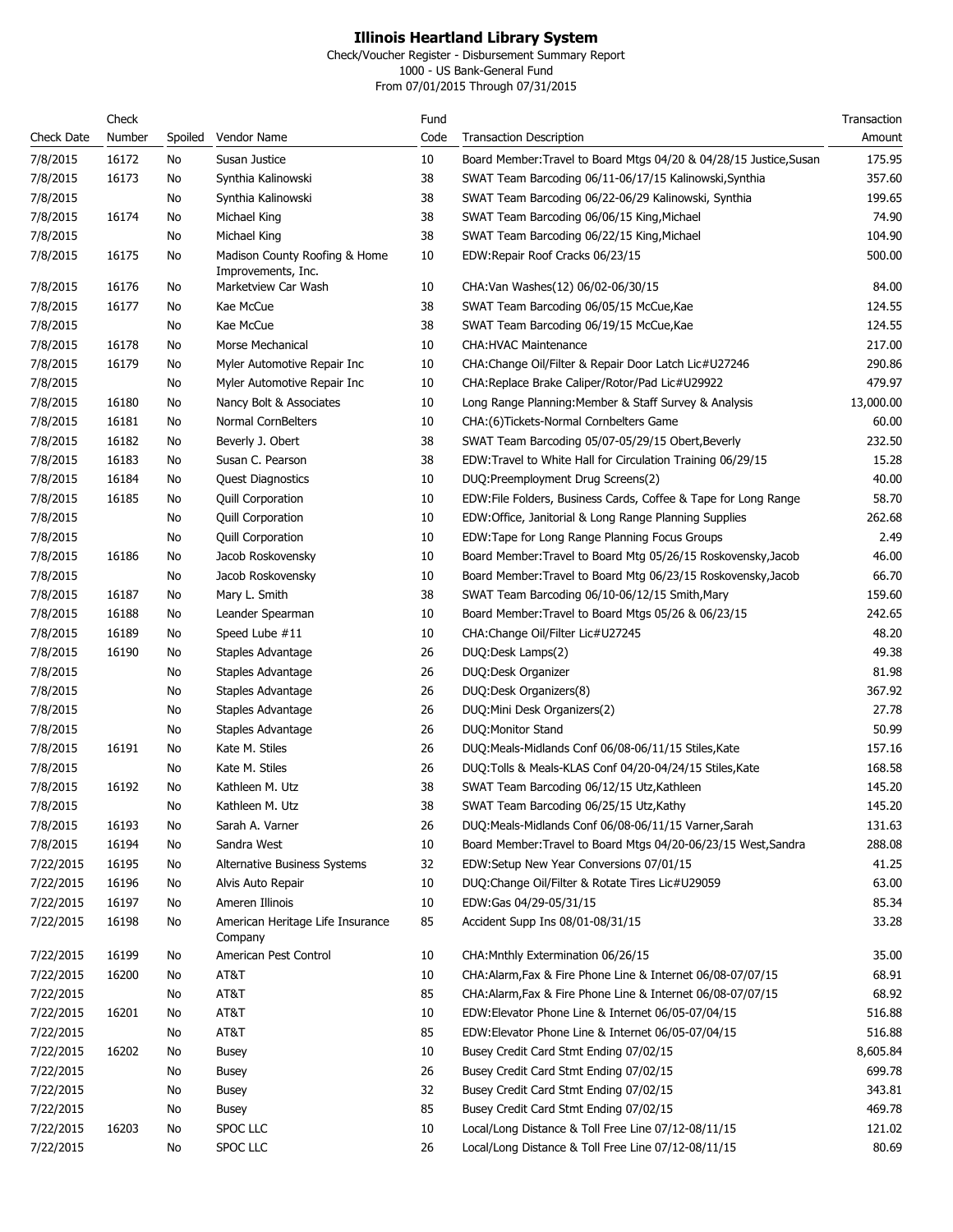# Illinois Heartland Library System

Check/Voucher Register - Disbursement Summary Report
1000 - US Bank-General Fund
From 07/01/2015 Through 07/31/2015

| Check Date | Check Number | Spoiled | Vendor Name | Fund Code | Transaction Description | Transaction Amount |
|---|---|---|---|---|---|---|
| 7/8/2015 | 16172 | No | Susan Justice | 10 | Board Member:Travel to Board Mtgs 04/20 & 04/28/15 Justice,Susan | 175.95 |
| 7/8/2015 | 16173 | No | Synthia Kalinowski | 38 | SWAT Team Barcoding 06/11-06/17/15 Kalinowski,Synthia | 357.60 |
| 7/8/2015 | | No | Synthia Kalinowski | 38 | SWAT Team Barcoding 06/22-06/29 Kalinowski, Synthia | 199.65 |
| 7/8/2015 | 16174 | No | Michael King | 38 | SWAT Team Barcoding 06/06/15 King,Michael | 74.90 |
| 7/8/2015 | | No | Michael King | 38 | SWAT Team Barcoding 06/22/15 King,Michael | 104.90 |
| 7/8/2015 | 16175 | No | Madison County Roofing & Home Improvements, Inc. | 10 | EDW:Repair Roof Cracks 06/23/15 | 500.00 |
| 7/8/2015 | 16176 | No | Marketview Car Wash | 10 | CHA:Van Washes(12) 06/02-06/30/15 | 84.00 |
| 7/8/2015 | 16177 | No | Kae McCue | 38 | SWAT Team Barcoding 06/05/15 McCue,Kae | 124.55 |
| 7/8/2015 | | No | Kae McCue | 38 | SWAT Team Barcoding 06/19/15 McCue,Kae | 124.55 |
| 7/8/2015 | 16178 | No | Morse Mechanical | 10 | CHA:HVAC Maintenance | 217.00 |
| 7/8/2015 | 16179 | No | Myler Automotive Repair Inc | 10 | CHA:Change Oil/Filter & Repair Door Latch Lic#U27246 | 290.86 |
| 7/8/2015 | | No | Myler Automotive Repair Inc | 10 | CHA:Replace Brake Caliper/Rotor/Pad Lic#U29922 | 479.97 |
| 7/8/2015 | 16180 | No | Nancy Bolt & Associates | 10 | Long Range Planning:Member & Staff Survey & Analysis | 13,000.00 |
| 7/8/2015 | 16181 | No | Normal CornBelters | 10 | CHA:(6)Tickets-Normal Cornbelters Game | 60.00 |
| 7/8/2015 | 16182 | No | Beverly J. Obert | 38 | SWAT Team Barcoding 05/07-05/29/15 Obert,Beverly | 232.50 |
| 7/8/2015 | 16183 | No | Susan C. Pearson | 38 | EDW:Travel to White Hall for Circulation Training 06/29/15 | 15.28 |
| 7/8/2015 | 16184 | No | Quest Diagnostics | 10 | DUQ:Preemployment Drug Screens(2) | 40.00 |
| 7/8/2015 | 16185 | No | Quill Corporation | 10 | EDW:File Folders, Business Cards, Coffee & Tape for Long Range | 58.70 |
| 7/8/2015 | | No | Quill Corporation | 10 | EDW:Office, Janitorial & Long Range Planning Supplies | 262.68 |
| 7/8/2015 | | No | Quill Corporation | 10 | EDW:Tape for Long Range Planning Focus Groups | 2.49 |
| 7/8/2015 | 16186 | No | Jacob Roskovensky | 10 | Board Member:Travel to Board Mtg 05/26/15 Roskovensky,Jacob | 46.00 |
| 7/8/2015 | | No | Jacob Roskovensky | 10 | Board Member:Travel to Board Mtg 06/23/15 Roskovensky,Jacob | 66.70 |
| 7/8/2015 | 16187 | No | Mary L. Smith | 38 | SWAT Team Barcoding 06/10-06/12/15 Smith,Mary | 159.60 |
| 7/8/2015 | 16188 | No | Leander Spearman | 10 | Board Member:Travel to Board Mtgs 05/26 & 06/23/15 | 242.65 |
| 7/8/2015 | 16189 | No | Speed Lube #11 | 10 | CHA:Change Oil/Filter Lic#U27245 | 48.20 |
| 7/8/2015 | 16190 | No | Staples Advantage | 26 | DUQ:Desk Lamps(2) | 49.38 |
| 7/8/2015 | | No | Staples Advantage | 26 | DUQ:Desk Organizer | 81.98 |
| 7/8/2015 | | No | Staples Advantage | 26 | DUQ:Desk Organizers(8) | 367.92 |
| 7/8/2015 | | No | Staples Advantage | 26 | DUQ:Mini Desk Organizers(2) | 27.78 |
| 7/8/2015 | | No | Staples Advantage | 26 | DUQ:Monitor Stand | 50.99 |
| 7/8/2015 | 16191 | No | Kate M. Stiles | 26 | DUQ:Meals-Midlands Conf 06/08-06/11/15 Stiles,Kate | 157.16 |
| 7/8/2015 | | No | Kate M. Stiles | 26 | DUQ:Tolls & Meals-KLAS Conf 04/20-04/24/15 Stiles,Kate | 168.58 |
| 7/8/2015 | 16192 | No | Kathleen M. Utz | 38 | SWAT Team Barcoding 06/12/15 Utz,Kathleen | 145.20 |
| 7/8/2015 | | No | Kathleen M. Utz | 38 | SWAT Team Barcoding 06/25/15 Utz,Kathy | 145.20 |
| 7/8/2015 | 16193 | No | Sarah A. Varner | 26 | DUQ:Meals-Midlands Conf 06/08-06/11/15 Varner,Sarah | 131.63 |
| 7/8/2015 | 16194 | No | Sandra West | 10 | Board Member:Travel to Board Mtgs 04/20-06/23/15 West,Sandra | 288.08 |
| 7/22/2015 | 16195 | No | Alternative Business Systems | 32 | EDW:Setup New Year Conversions 07/01/15 | 41.25 |
| 7/22/2015 | 16196 | No | Alvis Auto Repair | 10 | DUQ:Change Oil/Filter & Rotate Tires Lic#U29059 | 63.00 |
| 7/22/2015 | 16197 | No | Ameren Illinois | 10 | EDW:Gas 04/29-05/31/15 | 85.34 |
| 7/22/2015 | 16198 | No | American Heritage Life Insurance Company | 85 | Accident Supp Ins 08/01-08/31/15 | 33.28 |
| 7/22/2015 | 16199 | No | American Pest Control | 10 | CHA:Mnthly Extermination 06/26/15 | 35.00 |
| 7/22/2015 | 16200 | No | AT&T | 10 | CHA:Alarm,Fax & Fire Phone Line & Internet 06/08-07/07/15 | 68.91 |
| 7/22/2015 | | No | AT&T | 85 | CHA:Alarm,Fax & Fire Phone Line & Internet 06/08-07/07/15 | 68.92 |
| 7/22/2015 | 16201 | No | AT&T | 10 | EDW:Elevator Phone Line & Internet 06/05-07/04/15 | 516.88 |
| 7/22/2015 | | No | AT&T | 85 | EDW:Elevator Phone Line & Internet 06/05-07/04/15 | 516.88 |
| 7/22/2015 | 16202 | No | Busey | 10 | Busey Credit Card Stmt Ending 07/02/15 | 8,605.84 |
| 7/22/2015 | | No | Busey | 26 | Busey Credit Card Stmt Ending 07/02/15 | 699.78 |
| 7/22/2015 | | No | Busey | 32 | Busey Credit Card Stmt Ending 07/02/15 | 343.81 |
| 7/22/2015 | | No | Busey | 85 | Busey Credit Card Stmt Ending 07/02/15 | 469.78 |
| 7/22/2015 | 16203 | No | SPOC LLC | 10 | Local/Long Distance & Toll Free Line 07/12-08/11/15 | 121.02 |
| 7/22/2015 | | No | SPOC LLC | 26 | Local/Long Distance & Toll Free Line 07/12-08/11/15 | 80.69 |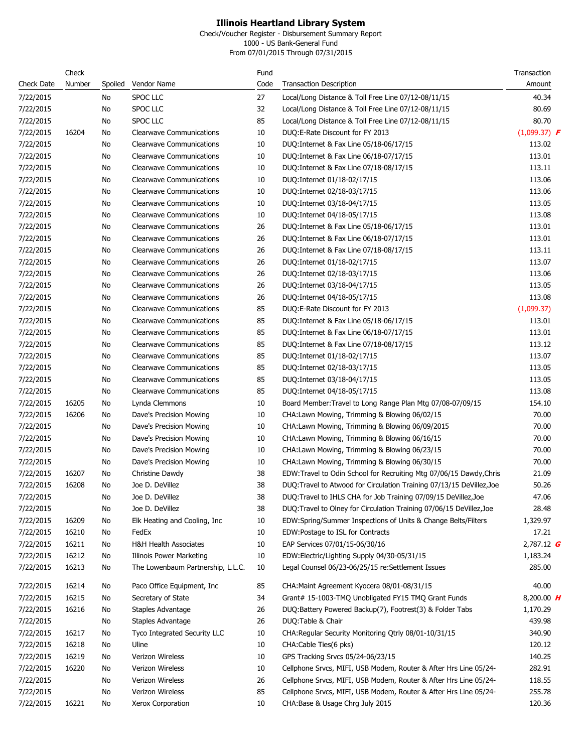# Illinois Heartland Library System

Check/Voucher Register - Disbursement Summary Report
1000 - US Bank-General Fund
From 07/01/2015 Through 07/31/2015

| Check Date | Check Number | Spoiled | Vendor Name | Fund Code | Transaction Description | Transaction Amount |
|---|---|---|---|---|---|---|
| 7/22/2015 | | No | SPOC LLC | 27 | Local/Long Distance & Toll Free Line 07/12-08/11/15 | 40.34 |
| 7/22/2015 | | No | SPOC LLC | 32 | Local/Long Distance & Toll Free Line 07/12-08/11/15 | 80.69 |
| 7/22/2015 | | No | SPOC LLC | 85 | Local/Long Distance & Toll Free Line 07/12-08/11/15 | 80.70 |
| 7/22/2015 | 16204 | No | Clearwave Communications | 10 | DUQ:E-Rate Discount for FY 2013 | (1,099.37) ***F*** |
| 7/22/2015 | | No | Clearwave Communications | 10 | DUQ:Internet & Fax Line 05/18-06/17/15 | 113.02 |
| 7/22/2015 | | No | Clearwave Communications | 10 | DUQ:Internet & Fax Line 06/18-07/17/15 | 113.01 |
| 7/22/2015 | | No | Clearwave Communications | 10 | DUQ:Internet & Fax Line 07/18-08/17/15 | 113.11 |
| 7/22/2015 | | No | Clearwave Communications | 10 | DUQ:Internet 01/18-02/17/15 | 113.06 |
| 7/22/2015 | | No | Clearwave Communications | 10 | DUQ:Internet 02/18-03/17/15 | 113.06 |
| 7/22/2015 | | No | Clearwave Communications | 10 | DUQ:Internet 03/18-04/17/15 | 113.05 |
| 7/22/2015 | | No | Clearwave Communications | 10 | DUQ:Internet 04/18-05/17/15 | 113.08 |
| 7/22/2015 | | No | Clearwave Communications | 26 | DUQ:Internet & Fax Line 05/18-06/17/15 | 113.01 |
| 7/22/2015 | | No | Clearwave Communications | 26 | DUQ:Internet & Fax Line 06/18-07/17/15 | 113.01 |
| 7/22/2015 | | No | Clearwave Communications | 26 | DUQ:Internet & Fax Line 07/18-08/17/15 | 113.11 |
| 7/22/2015 | | No | Clearwave Communications | 26 | DUQ:Internet 01/18-02/17/15 | 113.07 |
| 7/22/2015 | | No | Clearwave Communications | 26 | DUQ:Internet 02/18-03/17/15 | 113.06 |
| 7/22/2015 | | No | Clearwave Communications | 26 | DUQ:Internet 03/18-04/17/15 | 113.05 |
| 7/22/2015 | | No | Clearwave Communications | 26 | DUQ:Internet 04/18-05/17/15 | 113.08 |
| 7/22/2015 | | No | Clearwave Communications | 85 | DUQ:E-Rate Discount for FY 2013 | (1,099.37) |
| 7/22/2015 | | No | Clearwave Communications | 85 | DUQ:Internet & Fax Line 05/18-06/17/15 | 113.01 |
| 7/22/2015 | | No | Clearwave Communications | 85 | DUQ:Internet & Fax Line 06/18-07/17/15 | 113.01 |
| 7/22/2015 | | No | Clearwave Communications | 85 | DUQ:Internet & Fax Line 07/18-08/17/15 | 113.12 |
| 7/22/2015 | | No | Clearwave Communications | 85 | DUQ:Internet 01/18-02/17/15 | 113.07 |
| 7/22/2015 | | No | Clearwave Communications | 85 | DUQ:Internet 02/18-03/17/15 | 113.05 |
| 7/22/2015 | | No | Clearwave Communications | 85 | DUQ:Internet 03/18-04/17/15 | 113.05 |
| 7/22/2015 | | No | Clearwave Communications | 85 | DUQ:Internet 04/18-05/17/15 | 113.08 |
| 7/22/2015 | 16205 | No | Lynda Clemmons | 10 | Board Member:Travel to Long Range Plan Mtg 07/08-07/09/15 | 154.10 |
| 7/22/2015 | 16206 | No | Dave's Precision Mowing | 10 | CHA:Lawn Mowing, Trimming & Blowing 06/02/15 | 70.00 |
| 7/22/2015 | | No | Dave's Precision Mowing | 10 | CHA:Lawn Mowing, Trimming & Blowing 06/09/2015 | 70.00 |
| 7/22/2015 | | No | Dave's Precision Mowing | 10 | CHA:Lawn Mowing, Trimming & Blowing 06/16/15 | 70.00 |
| 7/22/2015 | | No | Dave's Precision Mowing | 10 | CHA:Lawn Mowing, Trimming & Blowing 06/23/15 | 70.00 |
| 7/22/2015 | | No | Dave's Precision Mowing | 10 | CHA:Lawn Mowing, Trimming & Blowing 06/30/15 | 70.00 |
| 7/22/2015 | 16207 | No | Christine Dawdy | 38 | EDW:Travel to Odin School for Recruiting Mtg 07/06/15 Dawdy,Chris | 21.09 |
| 7/22/2015 | 16208 | No | Joe D. DeVillez | 38 | DUQ:Travel to Atwood for Circulation Training 07/13/15 DeVillez,Joe | 50.26 |
| 7/22/2015 | | No | Joe D. DeVillez | 38 | DUQ:Travel to IHLS CHA for Job Training 07/09/15 DeVillez,Joe | 47.06 |
| 7/22/2015 | | No | Joe D. DeVillez | 38 | DUQ:Travel to Olney for Circulation Training 07/06/15 DeVillez,Joe | 28.48 |
| 7/22/2015 | 16209 | No | Elk Heating and Cooling, Inc | 10 | EDW:Spring/Summer Inspections of Units & Change Belts/Filters | 1,329.97 |
| 7/22/2015 | 16210 | No | FedEx | 10 | EDW:Postage to ISL for Contracts | 17.21 |
| 7/22/2015 | 16211 | No | H&H Health Associates | 10 | EAP Services 07/01/15-06/30/16 | 2,787.12 ***G*** |
| 7/22/2015 | 16212 | No | Illinois Power Marketing | 10 | EDW:Electric/Lighting Supply 04/30-05/31/15 | 1,183.24 |
| 7/22/2015 | 16213 | No | The Lowenbaum Partnership, L.L.C. | 10 | Legal Counsel 06/23-06/25/15 re:Settlement Issues | 285.00 |
| 7/22/2015 | 16214 | No | Paco Office Equipment, Inc | 85 | CHA:Maint Agreement Kyocera 08/01-08/31/15 | 40.00 |
| 7/22/2015 | 16215 | No | Secretary of State | 34 | Grant# 15-1003-TMQ Unobligated FY15 TMQ Grant Funds | 8,200.00 ***H*** |
| 7/22/2015 | 16216 | No | Staples Advantage | 26 | DUQ:Battery Powered Backup(7), Footrest(3) & Folder Tabs | 1,170.29 |
| 7/22/2015 | | No | Staples Advantage | 26 | DUQ:Table & Chair | 439.98 |
| 7/22/2015 | 16217 | No | Tyco Integrated Security LLC | 10 | CHA:Regular Security Monitoring Qtrly 08/01-10/31/15 | 340.90 |
| 7/22/2015 | 16218 | No | Uline | 10 | CHA:Cable Ties(6 pks) | 120.12 |
| 7/22/2015 | 16219 | No | Verizon Wireless | 10 | GPS Tracking Srvcs 05/24-06/23/15 | 140.25 |
| 7/22/2015 | 16220 | No | Verizon Wireless | 10 | Cellphone Srvcs, MIFI, USB Modem, Router & After Hrs Line 05/24- | 282.91 |
| 7/22/2015 | | No | Verizon Wireless | 26 | Cellphone Srvcs, MIFI, USB Modem, Router & After Hrs Line 05/24- | 118.55 |
| 7/22/2015 | | No | Verizon Wireless | 85 | Cellphone Srvcs, MIFI, USB Modem, Router & After Hrs Line 05/24- | 255.78 |
| 7/22/2015 | 16221 | No | Xerox Corporation | 10 | CHA:Base & Usage Chrg July 2015 | 120.36 |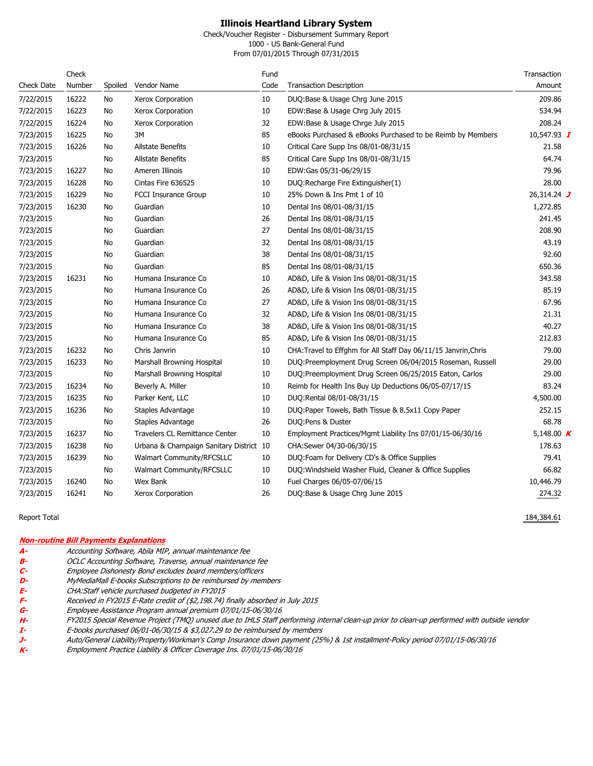# Illinois Heartland Library System

Check/Voucher Register - Disbursement Summary Report
1000 - US Bank-General Fund
From 07/01/2015 Through 07/31/2015

| Check Date | Check Number | Spoiled | Vendor Name | Fund Code | Transaction Description | Transaction Amount |
|---|---|---|---|---|---|---|
| 7/22/2015 | 16222 | No | Xerox Corporation | 10 | DUQ:Base & Usage Chrg June 2015 | 209.86 |
| 7/22/2015 | 16223 | No | Xerox Corporation | 10 | EDW:Base & Usage Chrg July 2015 | 534.94 |
| 7/22/2015 | 16224 | No | Xerox Corporation | 32 | EDW:Base & Usage Chrge July 2015 | 208.24 |
| 7/23/2015 | 16225 | No | 3M | 85 | eBooks Purchased & eBooks Purchased to be Reimb by Members | 10,547.93 ***I*** |
| 7/23/2015 | 16226 | No | Allstate Benefits | 10 | Critical Care Supp Ins 08/01-08/31/15 | 21.58 |
| 7/23/2015 | | No | Allstate Benefits | 85 | Critical Care Supp Ins 08/01-08/31/15 | 64.74 |
| 7/23/2015 | 16227 | No | Ameren Illinois | 10 | EDW:Gas 05/31-06/29/15 | 79.96 |
| 7/23/2015 | 16228 | No | Cintas Fire 636525 | 10 | DUQ:Recharge Fire Extinguisher(1) | 28.00 |
| 7/23/2015 | 16229 | No | FCCI Insurance Group | 10 | 25% Down & Ins Pmt 1 of 10 | 26,314.24 ***J*** |
| 7/23/2015 | 16230 | No | Guardian | 10 | Dental Ins 08/01-08/31/15 | 1,272.85 |
| 7/23/2015 | | No | Guardian | 26 | Dental Ins 08/01-08/31/15 | 241.45 |
| 7/23/2015 | | No | Guardian | 27 | Dental Ins 08/01-08/31/15 | 208.90 |
| 7/23/2015 | | No | Guardian | 32 | Dental Ins 08/01-08/31/15 | 43.19 |
| 7/23/2015 | | No | Guardian | 38 | Dental Ins 08/01-08/31/15 | 92.60 |
| 7/23/2015 | | No | Guardian | 85 | Dental Ins 08/01-08/31/15 | 650.36 |
| 7/23/2015 | 16231 | No | Humana Insurance Co | 10 | AD&D, Life & Vision Ins 08/01-08/31/15 | 343.58 |
| 7/23/2015 | | No | Humana Insurance Co | 26 | AD&D, Life & Vision Ins 08/01-08/31/15 | 85.19 |
| 7/23/2015 | | No | Humana Insurance Co | 27 | AD&D, Life & Vision Ins 08/01-08/31/15 | 67.96 |
| 7/23/2015 | | No | Humana Insurance Co | 32 | AD&D, Life & Vision Ins 08/01-08/31/15 | 21.31 |
| 7/23/2015 | | No | Humana Insurance Co | 38 | AD&D, Life & Vision Ins 08/01-08/31/15 | 40.27 |
| 7/23/2015 | | No | Humana Insurance Co | 85 | AD&D, Life & Vision Ins 08/01-08/31/15 | 212.83 |
| 7/23/2015 | 16232 | No | Chris Janvrin | 10 | CHA:Travel to Effghm for All Staff Day 06/11/15 Janvrin,Chris | 79.00 |
| 7/23/2015 | 16233 | No | Marshall Browning Hospital | 10 | DUQ:Preemployment Drug Screen 06/04/2015 Roseman, Russell | 29.00 |
| 7/23/2015 | | No | Marshall Browning Hospital | 10 | DUQ:Preemployment Drug Screen 06/25/2015 Eaton, Carlos | 29.00 |
| 7/23/2015 | 16234 | No | Beverly A. Miller | 10 | Reimb for Health Ins Buy Up Deductions 06/05-07/17/15 | 83.24 |
| 7/23/2015 | 16235 | No | Parker Kent, LLC | 10 | DUQ:Rental 08/01-08/31/15 | 4,500.00 |
| 7/23/2015 | 16236 | No | Staples Advantage | 10 | DUQ:Paper Towels, Bath Tissue & 8.5x11 Copy Paper | 252.15 |
| 7/23/2015 | | No | Staples Advantage | 26 | DUQ:Pens & Duster | 68.78 |
| 7/23/2015 | 16237 | No | Travelers CL Remittance Center | 10 | Employment Practices/Mgmt Liability Ins 07/01/15-06/30/16 | 5,148.00 ***K*** |
| 7/23/2015 | 16238 | No | Urbana & Champaign Sanitary District | 10 | CHA:Sewer 04/30-06/30/15 | 178.63 |
| 7/23/2015 | 16239 | No | Walmart Community/RFCSLLC | 10 | DUQ:Foam for Delivery CD's & Office Supplies | 79.41 |
| 7/23/2015 | | No | Walmart Community/RFCSLLC | 10 | DUQ:Windshield Washer Fluid, Cleaner & Office Supplies | 66.82 |
| 7/23/2015 | 16240 | No | Wex Bank | 10 | Fuel Charges 06/05-07/06/15 | 10,446.79 |
| 7/23/2015 | 16241 | No | Xerox Corporation | 26 | DUQ:Base & Usage Chrg June 2015 | 274.32 |

Report Total 184,384.61

***Non-routine Bill Payments Explanations***

- ***A-*** *Accounting Software, Abila MIP, annual maintenance fee*
- ***B-*** *OCLC Accounting Software, Traverse, annual maintenance fee*
- ***C-*** *Employee Dishonesty Bond excludes board members/officers*
- ***D-*** *MyMediaMall E-books Subscriptions to be reimbursed by members*
- ***E-*** *CHA:Staff vehicle purchased budgeted in FY2015*
- ***F-*** *Received in FY2015 E-Rate crediit of ($2,198.74) finally absorbed in July 2015*
- ***G-*** *Employee Assistance Program annual premium 07/01/15-06/30/16*
- ***H-*** *FY2015 Special Revenue Project (TMQ) unused due to IHLS Staff performing internal clean-up prior to clean-up performed with outside vendor*
- ***I-*** *E-books purchased 06/01-06/30/15 & $3,027.29 to be reimbursed by members*
- ***J-*** *Auto/General Liability/Property/Workman's Comp Insurance down payment (25%) & 1st installment-Policy period 07/01/15-06/30/16*
- ***K-*** *Employment Practice Liability & Officer Coverage Ins. 07/01/15-06/30/16*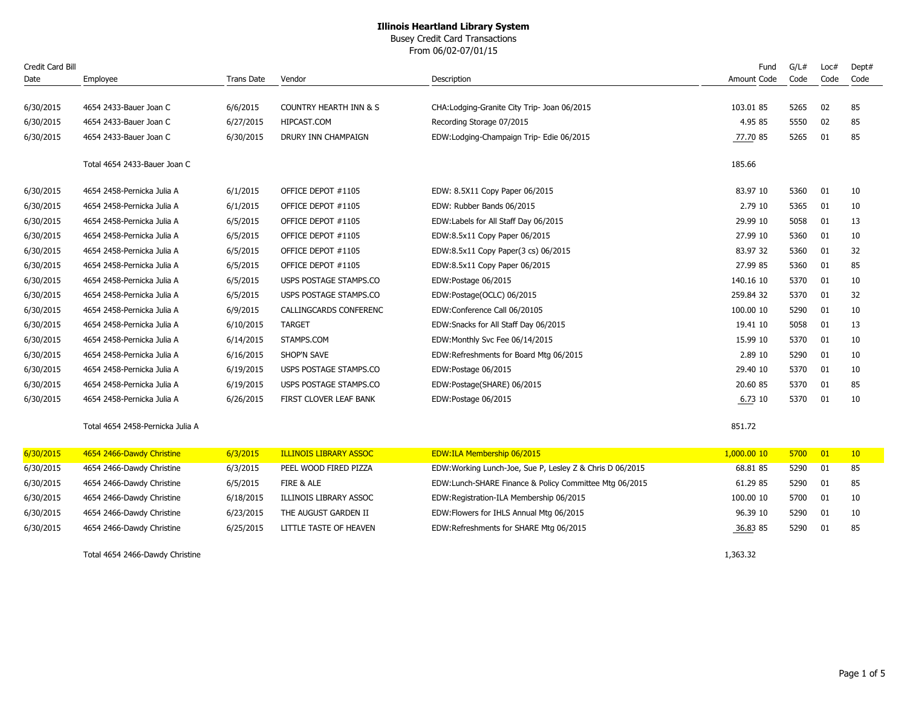**Illinois Heartland Library System**

Busey Credit Card Transactions

From 06/02-07/01/15

| Credit Card Bill Date | Employee | Trans Date | Vendor | Description | Amount | Fund Code | G/L# Code | Loc# Code | Dept# Code |
|---|---|---|---|---|---|---|---|---|---|
| 6/30/2015 | 4654 2433-Bauer Joan C | 6/6/2015 | COUNTRY HEARTH INN & S | CHA:Lodging-Granite City Trip- Joan 06/2015 | 103.01 | 85 | 5265 | 02 | 85 |
| 6/30/2015 | 4654 2433-Bauer Joan C | 6/27/2015 | HIPCAST.COM | Recording Storage 07/2015 | 4.95 | 85 | 5550 | 02 | 85 |
| 6/30/2015 | 4654 2433-Bauer Joan C | 6/30/2015 | DRURY INN CHAMPAIGN | EDW:Lodging-Champaign Trip- Edie 06/2015 | 77.70 | 85 | 5265 | 01 | 85 |
| | Total 4654 2433-Bauer Joan C | | | | 185.66 | | | | |
| 6/30/2015 | 4654 2458-Pernicka Julia A | 6/1/2015 | OFFICE DEPOT #1105 | EDW: 8.5X11 Copy Paper 06/2015 | 83.97 | 10 | 5360 | 01 | 10 |
| 6/30/2015 | 4654 2458-Pernicka Julia A | 6/1/2015 | OFFICE DEPOT #1105 | EDW: Rubber Bands 06/2015 | 2.79 | 10 | 5365 | 01 | 10 |
| 6/30/2015 | 4654 2458-Pernicka Julia A | 6/5/2015 | OFFICE DEPOT #1105 | EDW:Labels for All Staff Day 06/2015 | 29.99 | 10 | 5058 | 01 | 13 |
| 6/30/2015 | 4654 2458-Pernicka Julia A | 6/5/2015 | OFFICE DEPOT #1105 | EDW:8.5x11 Copy Paper 06/2015 | 27.99 | 10 | 5360 | 01 | 10 |
| 6/30/2015 | 4654 2458-Pernicka Julia A | 6/5/2015 | OFFICE DEPOT #1105 | EDW:8.5x11 Copy Paper(3 cs) 06/2015 | 83.97 | 32 | 5360 | 01 | 32 |
| 6/30/2015 | 4654 2458-Pernicka Julia A | 6/5/2015 | OFFICE DEPOT #1105 | EDW:8.5x11 Copy Paper 06/2015 | 27.99 | 85 | 5360 | 01 | 85 |
| 6/30/2015 | 4654 2458-Pernicka Julia A | 6/5/2015 | USPS POSTAGE STAMPS.CO | EDW:Postage 06/2015 | 140.16 | 10 | 5370 | 01 | 10 |
| 6/30/2015 | 4654 2458-Pernicka Julia A | 6/5/2015 | USPS POSTAGE STAMPS.CO | EDW:Postage(OCLC) 06/2015 | 259.84 | 32 | 5370 | 01 | 32 |
| 6/30/2015 | 4654 2458-Pernicka Julia A | 6/9/2015 | CALLINGCARDS CONFERENC | EDW:Conference Call 06/20105 | 100.00 | 10 | 5290 | 01 | 10 |
| 6/30/2015 | 4654 2458-Pernicka Julia A | 6/10/2015 | TARGET | EDW:Snacks for All Staff Day 06/2015 | 19.41 | 10 | 5058 | 01 | 13 |
| 6/30/2015 | 4654 2458-Pernicka Julia A | 6/14/2015 | STAMPS.COM | EDW:Monthly Svc Fee 06/14/2015 | 15.99 | 10 | 5370 | 01 | 10 |
| 6/30/2015 | 4654 2458-Pernicka Julia A | 6/16/2015 | SHOP'N SAVE | EDW:Refreshments for Board Mtg 06/2015 | 2.89 | 10 | 5290 | 01 | 10 |
| 6/30/2015 | 4654 2458-Pernicka Julia A | 6/19/2015 | USPS POSTAGE STAMPS.CO | EDW:Postage 06/2015 | 29.40 | 10 | 5370 | 01 | 10 |
| 6/30/2015 | 4654 2458-Pernicka Julia A | 6/19/2015 | USPS POSTAGE STAMPS.CO | EDW:Postage(SHARE) 06/2015 | 20.60 | 85 | 5370 | 01 | 85 |
| 6/30/2015 | 4654 2458-Pernicka Julia A | 6/26/2015 | FIRST CLOVER LEAF BANK | EDW:Postage 06/2015 | 6.73 | 10 | 5370 | 01 | 10 |
| | Total 4654 2458-Pernicka Julia A | | | | 851.72 | | | | |
| 6/30/2015 | 4654 2466-Dawdy Christine | 6/3/2015 | ILLINOIS LIBRARY ASSOC | EDW:ILA Membership 06/2015 | 1,000.00 | 10 | 5700 | 01 | 10 |
| 6/30/2015 | 4654 2466-Dawdy Christine | 6/3/2015 | PEEL WOOD FIRED PIZZA | EDW:Working Lunch-Joe, Sue P, Lesley Z & Chris D 06/2015 | 68.81 | 85 | 5290 | 01 | 85 |
| 6/30/2015 | 4654 2466-Dawdy Christine | 6/5/2015 | FIRE & ALE | EDW:Lunch-SHARE Finance & Policy Committee Mtg 06/2015 | 61.29 | 85 | 5290 | 01 | 85 |
| 6/30/2015 | 4654 2466-Dawdy Christine | 6/18/2015 | ILLINOIS LIBRARY ASSOC | EDW:Registration-ILA Membership 06/2015 | 100.00 | 10 | 5700 | 01 | 10 |
| 6/30/2015 | 4654 2466-Dawdy Christine | 6/23/2015 | THE AUGUST GARDEN II | EDW:Flowers for IHLS Annual Mtg 06/2015 | 96.39 | 10 | 5290 | 01 | 10 |
| 6/30/2015 | 4654 2466-Dawdy Christine | 6/25/2015 | LITTLE TASTE OF HEAVEN | EDW:Refreshments for SHARE Mtg 06/2015 | 36.83 | 85 | 5290 | 01 | 85 |
| | Total 4654 2466-Dawdy Christine | | | | 1,363.32 | | | | |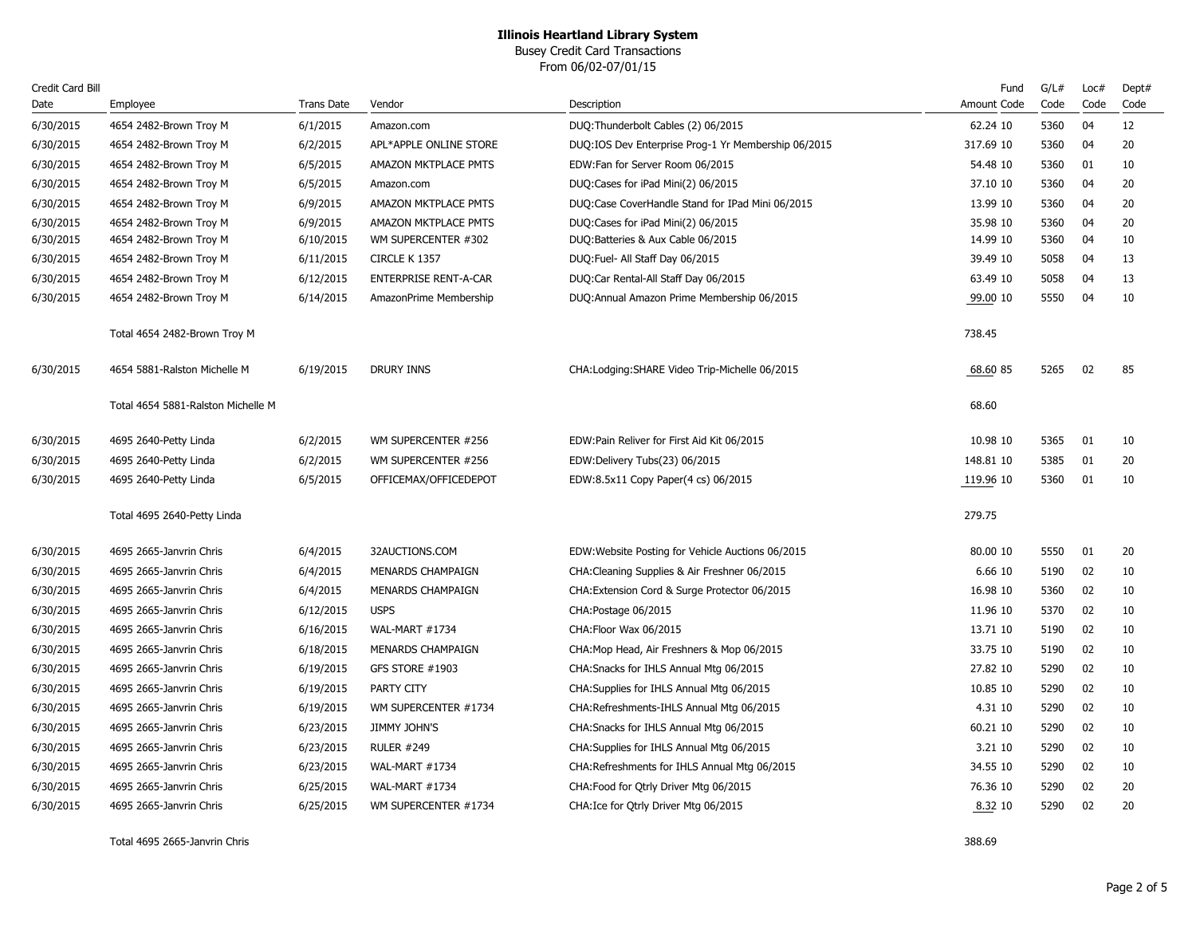# Illinois Heartland Library System

Busey Credit Card Transactions

From 06/02-07/01/15

| Credit Card Bill Date | Employee | Trans Date | Vendor | Description | Amount | Fund Code | G/L# Code | Loc# Code | Dept# Code |
|---|---|---|---|---|---|---|---|---|---|
| 6/30/2015 | 4654 2482-Brown Troy M | 6/1/2015 | Amazon.com | DUQ:Thunderbolt Cables (2) 06/2015 | 62.24 | 10 | 5360 | 04 | 12 |
| 6/30/2015 | 4654 2482-Brown Troy M | 6/2/2015 | APL*APPLE ONLINE STORE | DUQ:IOS Dev Enterprise Prog-1 Yr Membership 06/2015 | 317.69 | 10 | 5360 | 04 | 20 |
| 6/30/2015 | 4654 2482-Brown Troy M | 6/5/2015 | AMAZON MKTPLACE PMTS | EDW:Fan for Server Room 06/2015 | 54.48 | 10 | 5360 | 01 | 10 |
| 6/30/2015 | 4654 2482-Brown Troy M | 6/5/2015 | Amazon.com | DUQ:Cases for iPad Mini(2) 06/2015 | 37.10 | 10 | 5360 | 04 | 20 |
| 6/30/2015 | 4654 2482-Brown Troy M | 6/9/2015 | AMAZON MKTPLACE PMTS | DUQ:Case CoverHandle Stand for IPad Mini 06/2015 | 13.99 | 10 | 5360 | 04 | 20 |
| 6/30/2015 | 4654 2482-Brown Troy M | 6/9/2015 | AMAZON MKTPLACE PMTS | DUQ:Cases for iPad Mini(2) 06/2015 | 35.98 | 10 | 5360 | 04 | 20 |
| 6/30/2015 | 4654 2482-Brown Troy M | 6/10/2015 | WM SUPERCENTER #302 | DUQ:Batteries & Aux Cable 06/2015 | 14.99 | 10 | 5360 | 04 | 10 |
| 6/30/2015 | 4654 2482-Brown Troy M | 6/11/2015 | CIRCLE K 1357 | DUQ:Fuel- All Staff Day 06/2015 | 39.49 | 10 | 5058 | 04 | 13 |
| 6/30/2015 | 4654 2482-Brown Troy M | 6/12/2015 | ENTERPRISE RENT-A-CAR | DUQ:Car Rental-All Staff Day 06/2015 | 63.49 | 10 | 5058 | 04 | 13 |
| 6/30/2015 | 4654 2482-Brown Troy M | 6/14/2015 | AmazonPrime Membership | DUQ:Annual Amazon Prime Membership 06/2015 | 99.00 | 10 | 5550 | 04 | 10 |
| | Total 4654 2482-Brown Troy M | | | | 738.45 | | | | |
| 6/30/2015 | 4654 5881-Ralston Michelle M | 6/19/2015 | DRURY INNS | CHA:Lodging:SHARE Video Trip-Michelle 06/2015 | 68.60 | 85 | 5265 | 02 | 85 |
| | Total 4654 5881-Ralston Michelle M | | | | 68.60 | | | | |
| 6/30/2015 | 4695 2640-Petty Linda | 6/2/2015 | WM SUPERCENTER #256 | EDW:Pain Reliver for First Aid Kit 06/2015 | 10.98 | 10 | 5365 | 01 | 10 |
| 6/30/2015 | 4695 2640-Petty Linda | 6/2/2015 | WM SUPERCENTER #256 | EDW:Delivery Tubs(23) 06/2015 | 148.81 | 10 | 5385 | 01 | 20 |
| 6/30/2015 | 4695 2640-Petty Linda | 6/5/2015 | OFFICEMAX/OFFICEDEPOT | EDW:8.5x11 Copy Paper(4 cs) 06/2015 | 119.96 | 10 | 5360 | 01 | 10 |
| | Total 4695 2640-Petty Linda | | | | 279.75 | | | | |
| 6/30/2015 | 4695 2665-Janvrin Chris | 6/4/2015 | 32AUCTIONS.COM | EDW:Website Posting for Vehicle Auctions 06/2015 | 80.00 | 10 | 5550 | 01 | 20 |
| 6/30/2015 | 4695 2665-Janvrin Chris | 6/4/2015 | MENARDS CHAMPAIGN | CHA:Cleaning Supplies & Air Freshner 06/2015 | 6.66 | 10 | 5190 | 02 | 10 |
| 6/30/2015 | 4695 2665-Janvrin Chris | 6/4/2015 | MENARDS CHAMPAIGN | CHA:Extension Cord & Surge Protector 06/2015 | 16.98 | 10 | 5360 | 02 | 10 |
| 6/30/2015 | 4695 2665-Janvrin Chris | 6/12/2015 | USPS | CHA:Postage 06/2015 | 11.96 | 10 | 5370 | 02 | 10 |
| 6/30/2015 | 4695 2665-Janvrin Chris | 6/16/2015 | WAL-MART #1734 | CHA:Floor Wax 06/2015 | 13.71 | 10 | 5190 | 02 | 10 |
| 6/30/2015 | 4695 2665-Janvrin Chris | 6/18/2015 | MENARDS CHAMPAIGN | CHA:Mop Head, Air Freshners & Mop 06/2015 | 33.75 | 10 | 5190 | 02 | 10 |
| 6/30/2015 | 4695 2665-Janvrin Chris | 6/19/2015 | GFS STORE #1903 | CHA:Snacks for IHLS Annual Mtg 06/2015 | 27.82 | 10 | 5290 | 02 | 10 |
| 6/30/2015 | 4695 2665-Janvrin Chris | 6/19/2015 | PARTY CITY | CHA:Supplies for IHLS Annual Mtg 06/2015 | 10.85 | 10 | 5290 | 02 | 10 |
| 6/30/2015 | 4695 2665-Janvrin Chris | 6/19/2015 | WM SUPERCENTER #1734 | CHA:Refreshments-IHLS Annual Mtg 06/2015 | 4.31 | 10 | 5290 | 02 | 10 |
| 6/30/2015 | 4695 2665-Janvrin Chris | 6/23/2015 | JIMMY JOHN'S | CHA:Snacks for IHLS Annual Mtg 06/2015 | 60.21 | 10 | 5290 | 02 | 10 |
| 6/30/2015 | 4695 2665-Janvrin Chris | 6/23/2015 | RULER #249 | CHA:Supplies for IHLS Annual Mtg 06/2015 | 3.21 | 10 | 5290 | 02 | 10 |
| 6/30/2015 | 4695 2665-Janvrin Chris | 6/23/2015 | WAL-MART #1734 | CHA:Refreshments for IHLS Annual Mtg 06/2015 | 34.55 | 10 | 5290 | 02 | 10 |
| 6/30/2015 | 4695 2665-Janvrin Chris | 6/25/2015 | WAL-MART #1734 | CHA:Food for Qtrly Driver Mtg 06/2015 | 76.36 | 10 | 5290 | 02 | 20 |
| 6/30/2015 | 4695 2665-Janvrin Chris | 6/25/2015 | WM SUPERCENTER #1734 | CHA:Ice for Qtrly Driver Mtg 06/2015 | 8.32 | 10 | 5290 | 02 | 20 |
| | Total 4695 2665-Janvrin Chris | | | | 388.69 | | | | |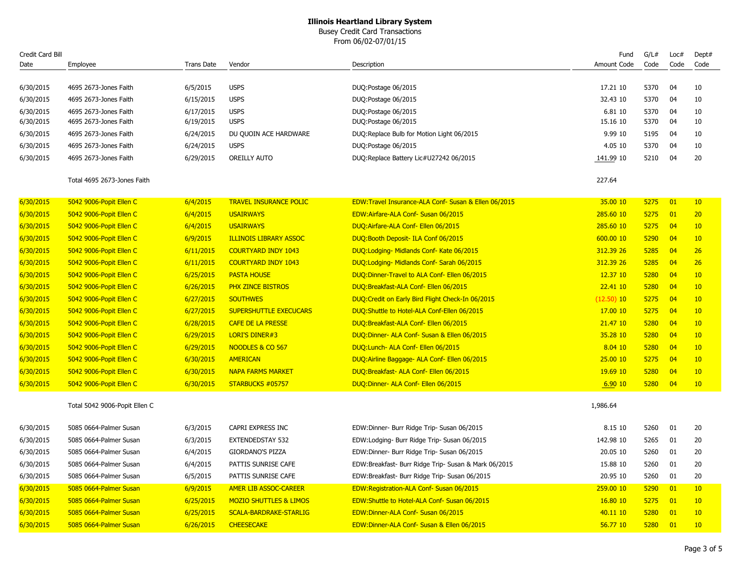# Illinois Heartland Library System

Busey Credit Card Transactions

From 06/02-07/01/15

| Credit Card Bill Date | Employee | Trans Date | Vendor | Description | Amount | Fund Code | G/L# Code | Loc# Code | Dept# Code |
|---|---|---|---|---|---|---|---|---|---|
| 6/30/2015 | 4695 2673-Jones Faith | 6/5/2015 | USPS | DUQ:Postage 06/2015 | 17.21 | 10 | 5370 | 04 | 10 |
| 6/30/2015 | 4695 2673-Jones Faith | 6/15/2015 | USPS | DUQ:Postage 06/2015 | 32.43 | 10 | 5370 | 04 | 10 |
| 6/30/2015 | 4695 2673-Jones Faith | 6/17/2015 | USPS | DUQ:Postage 06/2015 | 6.81 | 10 | 5370 | 04 | 10 |
| 6/30/2015 | 4695 2673-Jones Faith | 6/19/2015 | USPS | DUQ:Postage 06/2015 | 15.16 | 10 | 5370 | 04 | 10 |
| 6/30/2015 | 4695 2673-Jones Faith | 6/24/2015 | DU QUOIN ACE HARDWARE | DUQ:Replace Bulb for Motion Light 06/2015 | 9.99 | 10 | 5195 | 04 | 10 |
| 6/30/2015 | 4695 2673-Jones Faith | 6/24/2015 | USPS | DUQ:Postage 06/2015 | 4.05 | 10 | 5370 | 04 | 10 |
| 6/30/2015 | 4695 2673-Jones Faith | 6/29/2015 | OREILLY AUTO | DUQ:Replace Battery Lic#U27242 06/2015 | 141.99 | 10 | 5210 | 04 | 20 |
| | Total 4695 2673-Jones Faith | | | | 227.64 | | | | |
| 6/30/2015 | 5042 9006-Popit Ellen C | 6/4/2015 | TRAVEL INSURANCE POLIC | EDW:Travel Insurance-ALA Conf- Susan & Ellen 06/2015 | 35.00 | 10 | 5275 | 01 | 10 |
| 6/30/2015 | 5042 9006-Popit Ellen C | 6/4/2015 | USAIRWAYS | EDW:Airfare-ALA Conf- Susan 06/2015 | 285.60 | 10 | 5275 | 01 | 20 |
| 6/30/2015 | 5042 9006-Popit Ellen C | 6/4/2015 | USAIRWAYS | DUQ:Airfare-ALA Conf- Ellen 06/2015 | 285.60 | 10 | 5275 | 04 | 10 |
| 6/30/2015 | 5042 9006-Popit Ellen C | 6/9/2015 | ILLINOIS LIBRARY ASSOC | DUQ:Booth Deposit- ILA Conf 06/2015 | 600.00 | 10 | 5290 | 04 | 10 |
| 6/30/2015 | 5042 9006-Popit Ellen C | 6/11/2015 | COURTYARD INDY 1043 | DUQ:Lodging- Midlands Conf- Kate 06/2015 | 312.39 | 26 | 5285 | 04 | 26 |
| 6/30/2015 | 5042 9006-Popit Ellen C | 6/11/2015 | COURTYARD INDY 1043 | DUQ:Lodging- Midlands Conf- Sarah 06/2015 | 312.39 | 26 | 5285 | 04 | 26 |
| 6/30/2015 | 5042 9006-Popit Ellen C | 6/25/2015 | PASTA HOUSE | DUQ:Dinner-Travel to ALA Conf- Ellen 06/2015 | 12.37 | 10 | 5280 | 04 | 10 |
| 6/30/2015 | 5042 9006-Popit Ellen C | 6/26/2015 | PHX ZINCE BISTROS | DUQ:Breakfast-ALA Conf- Ellen 06/2015 | 22.41 | 10 | 5280 | 04 | 10 |
| 6/30/2015 | 5042 9006-Popit Ellen C | 6/27/2015 | SOUTHWES | DUQ:Credit on Early Bird Flight Check-In 06/2015 | (12.50) | 10 | 5275 | 04 | 10 |
| 6/30/2015 | 5042 9006-Popit Ellen C | 6/27/2015 | SUPERSHUTTLE EXECUCARS | DUQ:Shuttle to Hotel-ALA Conf-Ellen 06/2015 | 17.00 | 10 | 5275 | 04 | 10 |
| 6/30/2015 | 5042 9006-Popit Ellen C | 6/28/2015 | CAFE DE LA PRESSE | DUQ:Breakfast-ALA Conf- Ellen 06/2015 | 21.47 | 10 | 5280 | 04 | 10 |
| 6/30/2015 | 5042 9006-Popit Ellen C | 6/29/2015 | LORI'S DINER#3 | DUQ:Dinner- ALA Conf- Susan & Ellen 06/2015 | 35.28 | 10 | 5280 | 04 | 10 |
| 6/30/2015 | 5042 9006-Popit Ellen C | 6/29/2015 | NOODLES & CO 567 | DUQ:Lunch- ALA Conf- Ellen 06/2015 | 8.04 | 10 | 5280 | 04 | 10 |
| 6/30/2015 | 5042 9006-Popit Ellen C | 6/30/2015 | AMERICAN | DUQ:Airline Baggage- ALA Conf- Ellen 06/2015 | 25.00 | 10 | 5275 | 04 | 10 |
| 6/30/2015 | 5042 9006-Popit Ellen C | 6/30/2015 | NAPA FARMS MARKET | DUQ:Breakfast- ALA Conf- Ellen 06/2015 | 19.69 | 10 | 5280 | 04 | 10 |
| 6/30/2015 | 5042 9006-Popit Ellen C | 6/30/2015 | STARBUCKS #05757 | DUQ:Dinner- ALA Conf- Ellen 06/2015 | 6.90 | 10 | 5280 | 04 | 10 |
| | Total 5042 9006-Popit Ellen C | | | | 1,986.64 | | | | |
| 6/30/2015 | 5085 0664-Palmer Susan | 6/3/2015 | CAPRI EXPRESS INC | EDW:Dinner- Burr Ridge Trip- Susan 06/2015 | 8.15 | 10 | 5260 | 01 | 20 |
| 6/30/2015 | 5085 0664-Palmer Susan | 6/3/2015 | EXTENDEDSTAY 532 | EDW:Lodging- Burr Ridge Trip- Susan 06/2015 | 142.98 | 10 | 5265 | 01 | 20 |
| 6/30/2015 | 5085 0664-Palmer Susan | 6/4/2015 | GIORDANO'S PIZZA | EDW:Dinner- Burr Ridge Trip- Susan 06/2015 | 20.05 | 10 | 5260 | 01 | 20 |
| 6/30/2015 | 5085 0664-Palmer Susan | 6/4/2015 | PATTIS SUNRISE CAFE | EDW:Breakfast- Burr Ridge Trip- Susan & Mark 06/2015 | 15.88 | 10 | 5260 | 01 | 20 |
| 6/30/2015 | 5085 0664-Palmer Susan | 6/5/2015 | PATTIS SUNRISE CAFE | EDW:Breakfast- Burr Ridge Trip- Susan 06/2015 | 20.95 | 10 | 5260 | 01 | 20 |
| 6/30/2015 | 5085 0664-Palmer Susan | 6/9/2015 | AMER LIB ASSOC-CAREER | EDW:Registration-ALA Conf- Susan 06/2015 | 259.00 | 10 | 5290 | 01 | 10 |
| 6/30/2015 | 5085 0664-Palmer Susan | 6/25/2015 | MOZIO SHUTTLES & LIMOS | EDW:Shuttle to Hotel-ALA Conf- Susan 06/2015 | 16.80 | 10 | 5275 | 01 | 10 |
| 6/30/2015 | 5085 0664-Palmer Susan | 6/25/2015 | SCALA-BARDRAKE-STARLIG | EDW:Dinner-ALA Conf- Susan 06/2015 | 40.11 | 10 | 5280 | 01 | 10 |
| 6/30/2015 | 5085 0664-Palmer Susan | 6/26/2015 | CHEESECAKE | EDW:Dinner-ALA Conf- Susan & Ellen 06/2015 | 56.77 | 10 | 5280 | 01 | 10 |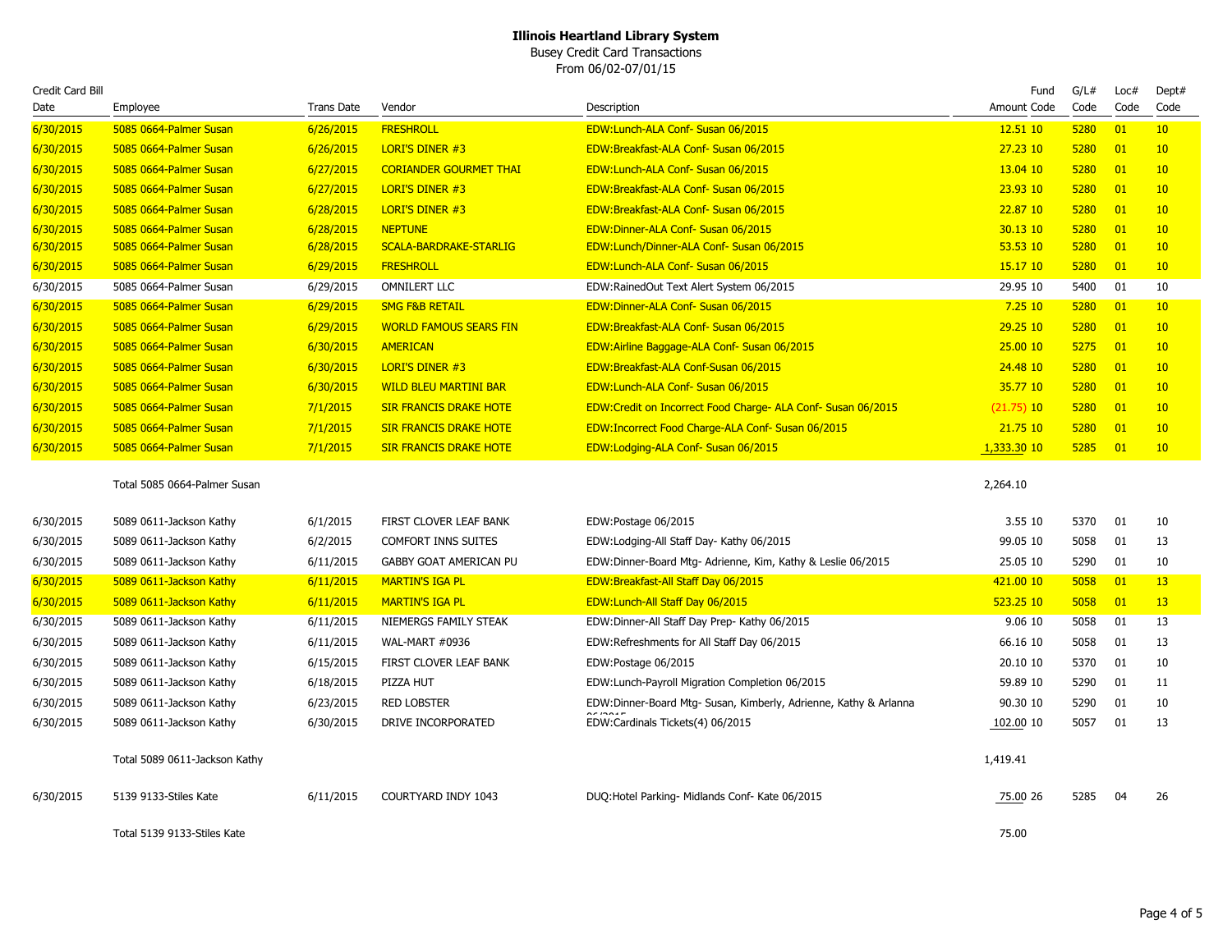**Illinois Heartland Library System**

Busey Credit Card Transactions

From 06/02-07/01/15

| Credit Card Bill Date | Employee | Trans Date | Vendor | Description | Amount | Fund Code | G/L# Code | Loc# Code | Dept# Code |
|---|---|---|---|---|---|---|---|---|---|
| 6/30/2015 | 5085 0664-Palmer Susan | 6/26/2015 | FRESHROLL | EDW:Lunch-ALA Conf- Susan 06/2015 | 12.51 | 10 | 5280 | 01 | 10 |
| 6/30/2015 | 5085 0664-Palmer Susan | 6/26/2015 | LORI'S DINER #3 | EDW:Breakfast-ALA Conf- Susan 06/2015 | 27.23 | 10 | 5280 | 01 | 10 |
| 6/30/2015 | 5085 0664-Palmer Susan | 6/27/2015 | CORIANDER GOURMET THAI | EDW:Lunch-ALA Conf- Susan 06/2015 | 13.04 | 10 | 5280 | 01 | 10 |
| 6/30/2015 | 5085 0664-Palmer Susan | 6/27/2015 | LORI'S DINER #3 | EDW:Breakfast-ALA Conf- Susan 06/2015 | 23.93 | 10 | 5280 | 01 | 10 |
| 6/30/2015 | 5085 0664-Palmer Susan | 6/28/2015 | LORI'S DINER #3 | EDW:Breakfast-ALA Conf- Susan 06/2015 | 22.87 | 10 | 5280 | 01 | 10 |
| 6/30/2015 | 5085 0664-Palmer Susan | 6/28/2015 | NEPTUNE | EDW:Dinner-ALA Conf- Susan 06/2015 | 30.13 | 10 | 5280 | 01 | 10 |
| 6/30/2015 | 5085 0664-Palmer Susan | 6/28/2015 | SCALA-BARDRAKE-STARLIG | EDW:Lunch/Dinner-ALA Conf- Susan 06/2015 | 53.53 | 10 | 5280 | 01 | 10 |
| 6/30/2015 | 5085 0664-Palmer Susan | 6/29/2015 | FRESHROLL | EDW:Lunch-ALA Conf- Susan 06/2015 | 15.17 | 10 | 5280 | 01 | 10 |
| 6/30/2015 | 5085 0664-Palmer Susan | 6/29/2015 | OMNILERT LLC | EDW:RainedOut Text Alert System 06/2015 | 29.95 | 10 | 5400 | 01 | 10 |
| 6/30/2015 | 5085 0664-Palmer Susan | 6/29/2015 | SMG F&B RETAIL | EDW:Dinner-ALA Conf- Susan 06/2015 | 7.25 | 10 | 5280 | 01 | 10 |
| 6/30/2015 | 5085 0664-Palmer Susan | 6/29/2015 | WORLD FAMOUS SEARS FIN | EDW:Breakfast-ALA Conf- Susan 06/2015 | 29.25 | 10 | 5280 | 01 | 10 |
| 6/30/2015 | 5085 0664-Palmer Susan | 6/30/2015 | AMERICAN | EDW:Airline Baggage-ALA Conf- Susan 06/2015 | 25.00 | 10 | 5275 | 01 | 10 |
| 6/30/2015 | 5085 0664-Palmer Susan | 6/30/2015 | LORI'S DINER #3 | EDW:Breakfast-ALA Conf-Susan 06/2015 | 24.48 | 10 | 5280 | 01 | 10 |
| 6/30/2015 | 5085 0664-Palmer Susan | 6/30/2015 | WILD BLEU MARTINI BAR | EDW:Lunch-ALA Conf- Susan 06/2015 | 35.77 | 10 | 5280 | 01 | 10 |
| 6/30/2015 | 5085 0664-Palmer Susan | 7/1/2015 | SIR FRANCIS DRAKE HOTE | EDW:Credit on Incorrect Food Charge- ALA Conf- Susan 06/2015 | (21.75) | 10 | 5280 | 01 | 10 |
| 6/30/2015 | 5085 0664-Palmer Susan | 7/1/2015 | SIR FRANCIS DRAKE HOTE | EDW:Incorrect Food Charge-ALA Conf- Susan 06/2015 | 21.75 | 10 | 5280 | 01 | 10 |
| 6/30/2015 | 5085 0664-Palmer Susan | 7/1/2015 | SIR FRANCIS DRAKE HOTE | EDW:Lodging-ALA Conf- Susan 06/2015 | 1,333.30 | 10 | 5285 | 01 | 10 |
| | Total 5085 0664-Palmer Susan | | | | 2,264.10 | | | | |
| 6/30/2015 | 5089 0611-Jackson Kathy | 6/1/2015 | FIRST CLOVER LEAF BANK | EDW:Postage 06/2015 | 3.55 | 10 | 5370 | 01 | 10 |
| 6/30/2015 | 5089 0611-Jackson Kathy | 6/2/2015 | COMFORT INNS SUITES | EDW:Lodging-All Staff Day- Kathy 06/2015 | 99.05 | 10 | 5058 | 01 | 13 |
| 6/30/2015 | 5089 0611-Jackson Kathy | 6/11/2015 | GABBY GOAT AMERICAN PU | EDW:Dinner-Board Mtg- Adrienne, Kim, Kathy & Leslie 06/2015 | 25.05 | 10 | 5290 | 01 | 10 |
| 6/30/2015 | 5089 0611-Jackson Kathy | 6/11/2015 | MARTIN'S IGA PL | EDW:Breakfast-All Staff Day 06/2015 | 421.00 | 10 | 5058 | 01 | 13 |
| 6/30/2015 | 5089 0611-Jackson Kathy | 6/11/2015 | MARTIN'S IGA PL | EDW:Lunch-All Staff Day 06/2015 | 523.25 | 10 | 5058 | 01 | 13 |
| 6/30/2015 | 5089 0611-Jackson Kathy | 6/11/2015 | NIEMERGS FAMILY STEAK | EDW:Dinner-All Staff Day Prep- Kathy 06/2015 | 9.06 | 10 | 5058 | 01 | 13 |
| 6/30/2015 | 5089 0611-Jackson Kathy | 6/11/2015 | WAL-MART #0936 | EDW:Refreshments for All Staff Day 06/2015 | 66.16 | 10 | 5058 | 01 | 13 |
| 6/30/2015 | 5089 0611-Jackson Kathy | 6/15/2015 | FIRST CLOVER LEAF BANK | EDW:Postage 06/2015 | 20.10 | 10 | 5370 | 01 | 10 |
| 6/30/2015 | 5089 0611-Jackson Kathy | 6/18/2015 | PIZZA HUT | EDW:Lunch-Payroll Migration Completion 06/2015 | 59.89 | 10 | 5290 | 01 | 11 |
| 6/30/2015 | 5089 0611-Jackson Kathy | 6/23/2015 | RED LOBSTER | EDW:Dinner-Board Mtg- Susan, Kimberly, Adrienne, Kathy & Arlanna 06/2015 | 90.30 | 10 | 5290 | 01 | 10 |
| 6/30/2015 | 5089 0611-Jackson Kathy | 6/30/2015 | DRIVE INCORPORATED | EDW:Cardinals Tickets(4) 06/2015 | 102.00 | 10 | 5057 | 01 | 13 |
| | Total 5089 0611-Jackson Kathy | | | | 1,419.41 | | | | |
| 6/30/2015 | 5139 9133-Stiles Kate | 6/11/2015 | COURTYARD INDY 1043 | DUQ:Hotel Parking- Midlands Conf- Kate 06/2015 | 75.00 | 26 | 5285 | 04 | 26 |
| | Total 5139 9133-Stiles Kate | | | | 75.00 | | | | |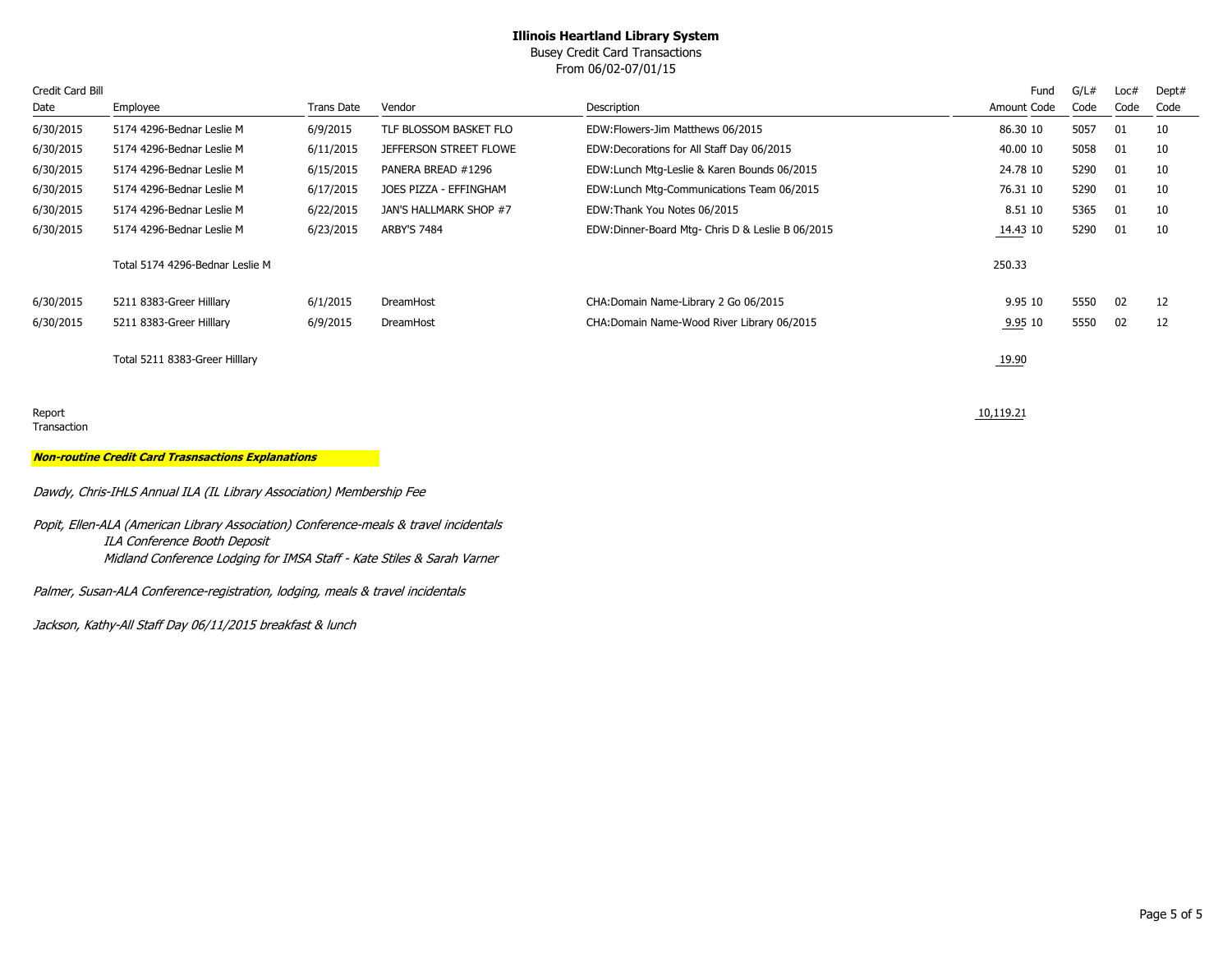**Illinois Heartland Library System**
Busey Credit Card Transactions
From 06/02-07/01/15

| Credit Card Bill Date | Employee | Trans Date | Vendor | Description | Amount | Fund Code | G/L# Code | Loc# Code | Dept# Code |
|---|---|---|---|---|---|---|---|---|---|
| 6/30/2015 | 5174 4296-Bednar Leslie M | 6/9/2015 | TLF BLOSSOM BASKET FLO | EDW:Flowers-Jim Matthews 06/2015 | 86.30 | 10 | 5057 | 01 | 10 |
| 6/30/2015 | 5174 4296-Bednar Leslie M | 6/11/2015 | JEFFERSON STREET FLOWE | EDW:Decorations for All Staff Day 06/2015 | 40.00 | 10 | 5058 | 01 | 10 |
| 6/30/2015 | 5174 4296-Bednar Leslie M | 6/15/2015 | PANERA BREAD #1296 | EDW:Lunch Mtg-Leslie & Karen Bounds 06/2015 | 24.78 | 10 | 5290 | 01 | 10 |
| 6/30/2015 | 5174 4296-Bednar Leslie M | 6/17/2015 | JOES PIZZA - EFFINGHAM | EDW:Lunch Mtg-Communications Team 06/2015 | 76.31 | 10 | 5290 | 01 | 10 |
| 6/30/2015 | 5174 4296-Bednar Leslie M | 6/22/2015 | JAN'S HALLMARK SHOP #7 | EDW:Thank You Notes 06/2015 | 8.51 | 10 | 5365 | 01 | 10 |
| 6/30/2015 | 5174 4296-Bednar Leslie M | 6/23/2015 | ARBY'S 7484 | EDW:Dinner-Board Mtg- Chris D & Leslie B 06/2015 | 14.43 | 10 | 5290 | 01 | 10 |
| | Total 5174 4296-Bednar Leslie M | | | | 250.33 | | | | |
| 6/30/2015 | 5211 8383-Greer Hilllary | 6/1/2015 | DreamHost | CHA:Domain Name-Library 2 Go 06/2015 | 9.95 | 10 | 5550 | 02 | 12 |
| 6/30/2015 | 5211 8383-Greer Hilllary | 6/9/2015 | DreamHost | CHA:Domain Name-Wood River Library 06/2015 | 9.95 | 10 | 5550 | 02 | 12 |
| | Total 5211 8383-Greer Hilllary | | | | 19.90 | | | | |
| Report Transaction | | | | | 10,119.21 | | | | |

***Non-routine Credit Card Trasnsactions Explanations***

*Dawdy, Chris-IHLS Annual ILA (IL Library Association) Membership Fee*

*Popit, Ellen-ALA (American Library Association) Conference-meals & travel incidentals*
*ILA Conference Booth Deposit*
*Midland Conference Lodging for IMSA Staff - Kate Stiles & Sarah Varner*

*Palmer, Susan-ALA Conference-registration, lodging, meals & travel incidentals*

*Jackson, Kathy-All Staff Day 06/11/2015 breakfast & lunch*